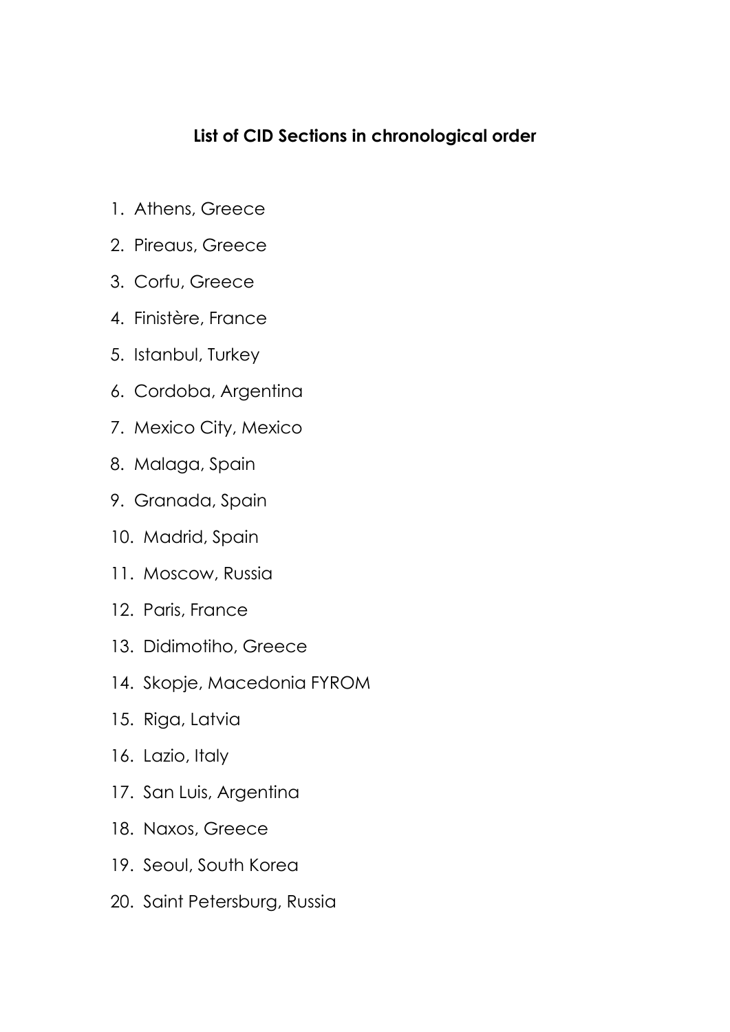## List of CID Sections in chronological order

1. Athens, Greece
2. Pireaus, Greece
3. Corfu, Greece
4. Finistère, France
5. Istanbul, Turkey
6. Cordoba, Argentina
7. Mexico City, Mexico
8. Malaga, Spain
9. Granada, Spain
10. Madrid, Spain
11. Moscow, Russia
12. Paris, France
13. Didimotiho, Greece
14. Skopje, Macedonia FYROM
15. Riga, Latvia
16. Lazio, Italy
17. San Luis, Argentina
18. Naxos, Greece
19. Seoul, South Korea
20. Saint Petersburg, Russia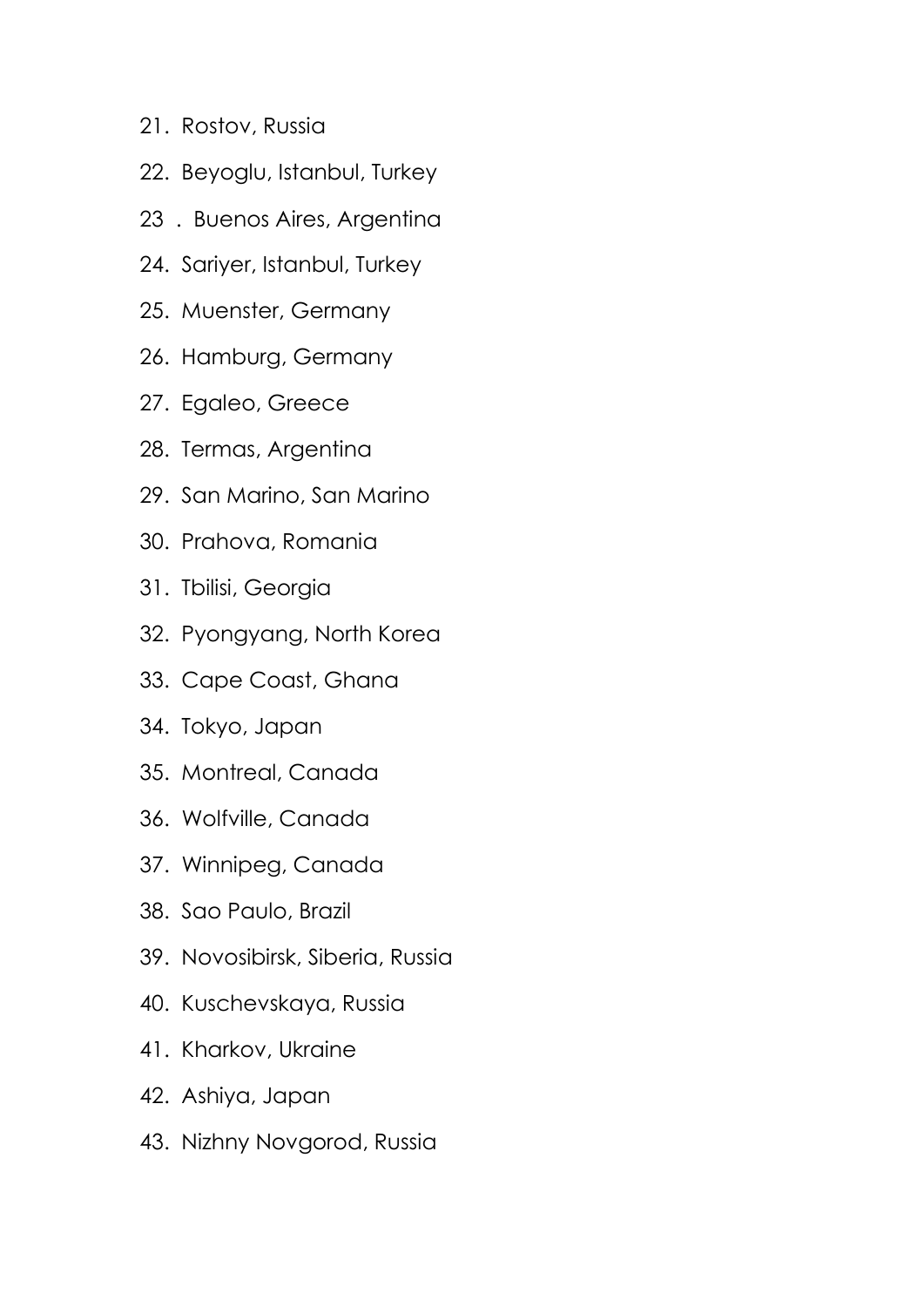21. Rostov, Russia
22. Beyoglu, Istanbul, Turkey
23. Buenos Aires, Argentina
24. Sariyer, Istanbul, Turkey
25. Muenster, Germany
26. Hamburg, Germany
27. Egaleo, Greece
28. Termas, Argentina
29. San Marino, San Marino
30. Prahova, Romania
31. Tbilisi, Georgia
32. Pyongyang, North Korea
33. Cape Coast, Ghana
34. Tokyo, Japan
35. Montreal, Canada
36. Wolfville, Canada
37. Winnipeg, Canada
38. Sao Paulo, Brazil
39. Novosibirsk, Siberia, Russia
40. Kuschevskaya, Russia
41. Kharkov, Ukraine
42. Ashiya, Japan
43. Nizhny Novgorod, Russia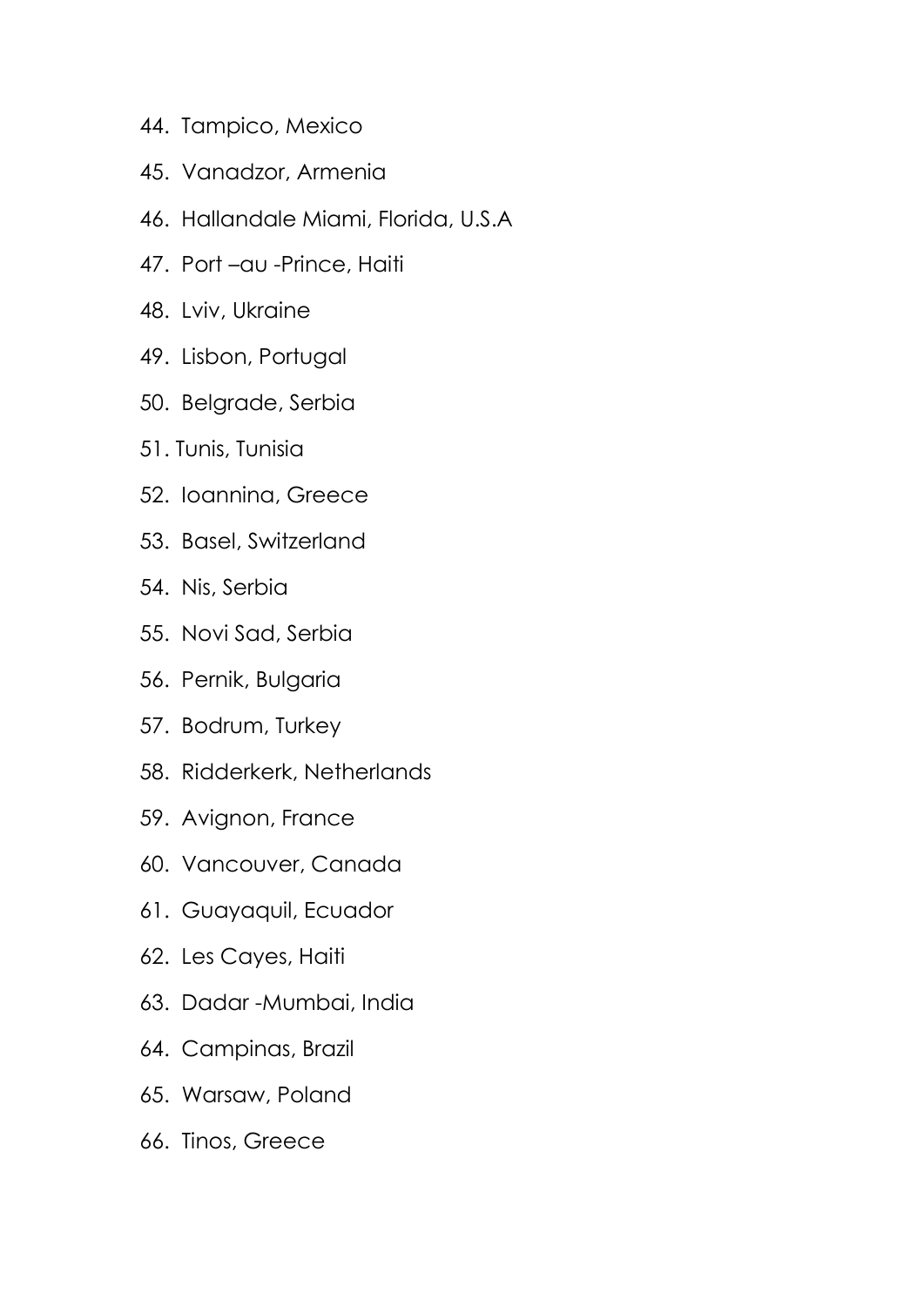44. Tampico, Mexico
45. Vanadzor, Armenia
46. Hallandale Miami, Florida, U.S.A
47. Port –au -Prince, Haiti
48. Lviv, Ukraine
49. Lisbon, Portugal
50. Belgrade, Serbia
51. Tunis, Tunisia
52. Ioannina, Greece
53. Basel, Switzerland
54. Nis, Serbia
55. Novi Sad, Serbia
56. Pernik, Bulgaria
57. Bodrum, Turkey
58. Ridderkerk, Netherlands
59. Avignon, France
60. Vancouver, Canada
61. Guayaquil, Ecuador
62. Les Cayes, Haiti
63. Dadar -Mumbai, India
64. Campinas, Brazil
65. Warsaw, Poland
66. Tinos, Greece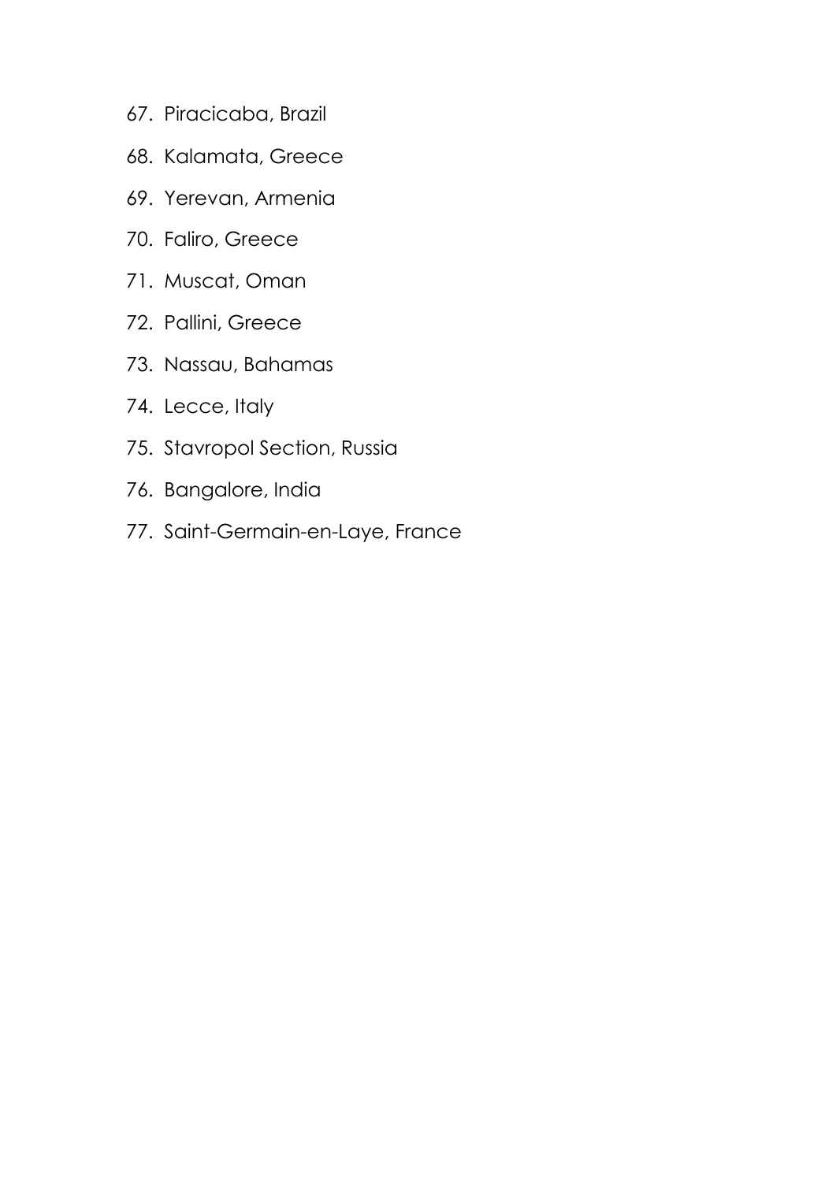67. Piracicaba, Brazil
68. Kalamata, Greece
69. Yerevan, Armenia
70. Faliro, Greece
71. Muscat, Oman
72. Pallini, Greece
73. Nassau, Bahamas
74. Lecce, Italy
75. Stavropol Section, Russia
76. Bangalore, India
77. Saint-Germain-en-Laye, France